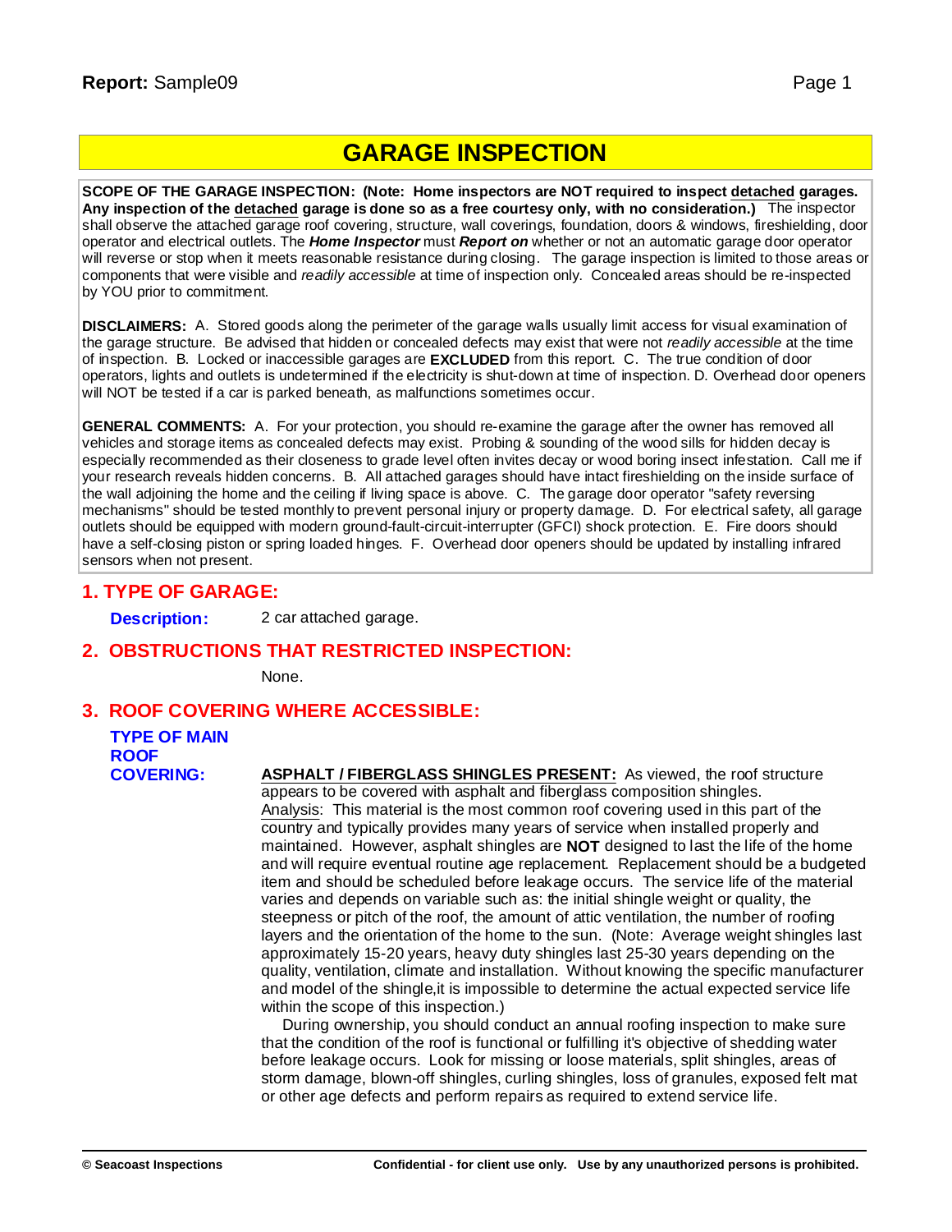# GARAGE INSPECTION

**SCOPE OF THE GARAGE INSPECTION: (Note: Home inspectors are NOT required to inspect detached garages. Any inspection of the detached garage is done so as a free courtesy only, with no consideration.)** The inspector shall observe the attached garage roof covering, structure, wall coverings, foundation, doors & windows, fireshielding, door operator and electrical outlets. The ***Home Inspector*** must ***Report on*** whether or not an automatic garage door operator will reverse or stop when it meets reasonable resistance during closing. The garage inspection is limited to those areas or components that were visible and *readily accessible* at time of inspection only. Concealed areas should be re-inspected by YOU prior to commitment.

**DISCLAIMERS:** A. Stored goods along the perimeter of the garage walls usually limit access for visual examination of the garage structure. Be advised that hidden or concealed defects may exist that were not *readily accessible* at the time of inspection. B. Locked or inaccessible garages are **EXCLUDED** from this report. C. The true condition of door operators, lights and outlets is undetermined if the electricity is shut-down at time of inspection. D. Overhead door openers will NOT be tested if a car is parked beneath, as malfunctions sometimes occur.

**GENERAL COMMENTS:** A. For your protection, you should re-examine the garage after the owner has removed all vehicles and storage items as concealed defects may exist. Probing & sounding of the wood sills for hidden decay is especially recommended as their closeness to grade level often invites decay or wood boring insect infestation. Call me if your research reveals hidden concerns. B. All attached garages should have intact fireshielding on the inside surface of the wall adjoining the home and the ceiling if living space is above. C. The garage door operator "safety reversing mechanisms" should be tested monthly to prevent personal injury or property damage. D. For electrical safety, all garage outlets should be equipped with modern ground-fault-circuit-interrupter (GFCI) shock protection. E. Fire doors should have a self-closing piston or spring loaded hinges. F. Overhead door openers should be updated by installing infrared sensors when not present.

## 1. TYPE OF GARAGE:

**Description:** 2 car attached garage.

## 2. OBSTRUCTIONS THAT RESTRICTED INSPECTION:

None.

## 3. ROOF COVERING WHERE ACCESSIBLE:

**TYPE OF MAIN ROOF COVERING:**

**ASPHALT / FIBERGLASS SHINGLES PRESENT:** As viewed, the roof structure appears to be covered with asphalt and fiberglass composition shingles. Analysis: This material is the most common roof covering used in this part of the country and typically provides many years of service when installed properly and maintained. However, asphalt shingles are **NOT** designed to last the life of the home and will require eventual routine age replacement. Replacement should be a budgeted item and should be scheduled before leakage occurs. The service life of the material varies and depends on variable such as: the initial shingle weight or quality, the steepness or pitch of the roof, the amount of attic ventilation, the number of roofing layers and the orientation of the home to the sun. (Note: Average weight shingles last approximately 15-20 years, heavy duty shingles last 25-30 years depending on the quality, ventilation, climate and installation. Without knowing the specific manufacturer and model of the shingle,it is impossible to determine the actual expected service life within the scope of this inspection.)

During ownership, you should conduct an annual roofing inspection to make sure that the condition of the roof is functional or fulfilling it's objective of shedding water before leakage occurs. Look for missing or loose materials, split shingles, areas of storm damage, blown-off shingles, curling shingles, loss of granules, exposed felt mat or other age defects and perform repairs as required to extend service life.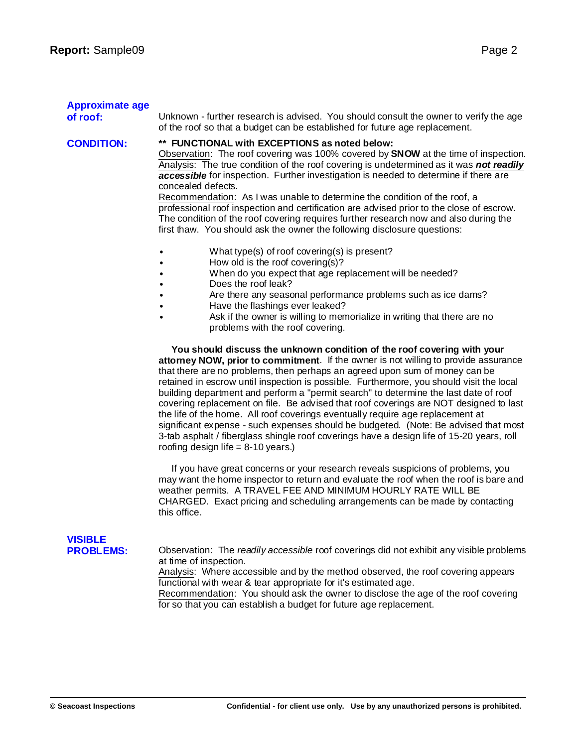**Approximate age of roof:** Unknown - further research is advised. You should consult the owner to verify the age of the roof so that a budget can be established for future age replacement.

**CONDITION:** **\*\* FUNCTIONAL with EXCEPTIONS as noted below:**

Observation: The roof covering was 100% covered by **SNOW** at the time of inspection.

Analysis: The true condition of the roof covering is undetermined as it was ***not readily accessible*** for inspection. Further investigation is needed to determine if there are concealed defects.

Recommendation: As I was unable to determine the condition of the roof, a professional roof inspection and certification are advised prior to the close of escrow. The condition of the roof covering requires further research now and also during the first thaw. You should ask the owner the following disclosure questions:

- What type(s) of roof covering(s) is present?
- How old is the roof covering(s)?
- When do you expect that age replacement will be needed?
- Does the roof leak?
- Are there any seasonal performance problems such as ice dams?
- Have the flashings ever leaked?
- Ask if the owner is willing to memorialize in writing that there are no problems with the roof covering.

**You should discuss the unknown condition of the roof covering with your attorney NOW, prior to commitment**. If the owner is not willing to provide assurance that there are no problems, then perhaps an agreed upon sum of money can be retained in escrow until inspection is possible. Furthermore, you should visit the local building department and perform a "permit search" to determine the last date of roof covering replacement on file. Be advised that roof coverings are NOT designed to last the life of the home. All roof coverings eventually require age replacement at significant expense - such expenses should be budgeted. (Note: Be advised that most 3-tab asphalt / fiberglass shingle roof coverings have a design life of 15-20 years, roll roofing design life = 8-10 years.)

If you have great concerns or your research reveals suspicions of problems, you may want the home inspector to return and evaluate the roof when the roof is bare and weather permits. A TRAVEL FEE AND MINIMUM HOURLY RATE WILL BE CHARGED. Exact pricing and scheduling arrangements can be made by contacting this office.

**VISIBLE PROBLEMS:** Observation: The *readily accessible* roof coverings did not exhibit any visible problems at time of inspection.

Analysis: Where accessible and by the method observed, the roof covering appears functional with wear & tear appropriate for it's estimated age.

Recommendation: You should ask the owner to disclose the age of the roof covering for so that you can establish a budget for future age replacement.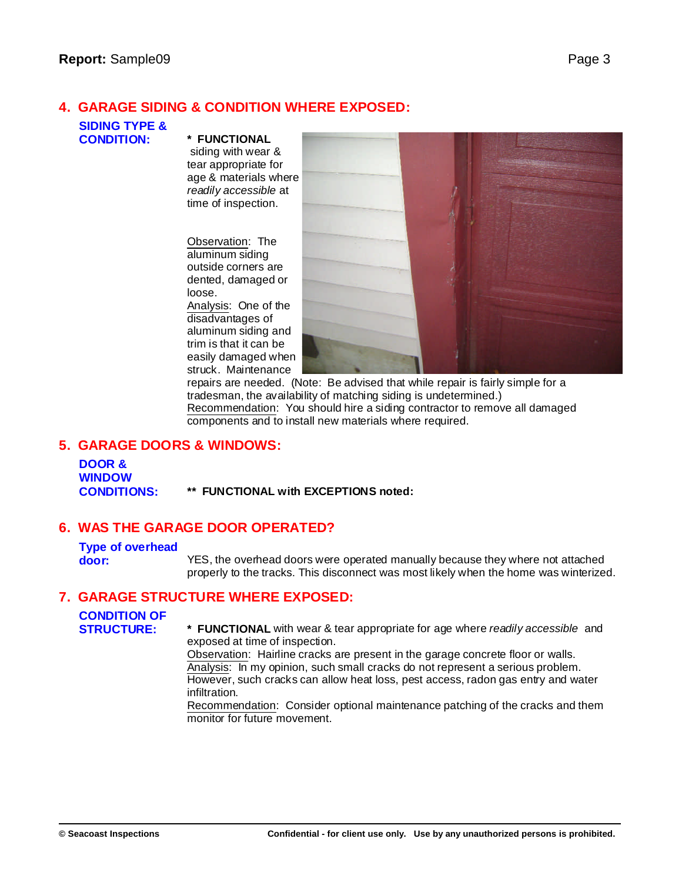## 4. GARAGE SIDING & CONDITION WHERE EXPOSED:

**SIDING TYPE & CONDITION:**

**\* FUNCTIONAL** siding with wear & tear appropriate for age & materials where *readily accessible* at time of inspection.

Observation: The aluminum siding outside corners are dented, damaged or loose.
Analysis: One of the disadvantages of aluminum siding and trim is that it can be easily damaged when struck. Maintenance repairs are needed. (Note: Be advised that while repair is fairly simple for a tradesman, the availability of matching siding is undetermined.)
Recommendation: You should hire a siding contractor to remove all damaged components and to install new materials where required.

## 5. GARAGE DOORS & WINDOWS:

**DOOR & WINDOW CONDITIONS:**

**\*\* FUNCTIONAL with EXCEPTIONS noted:**

## 6. WAS THE GARAGE DOOR OPERATED?

**Type of overhead door:**

YES, the overhead doors were operated manually because they where not attached properly to the tracks. This disconnect was most likely when the home was winterized.

## 7. GARAGE STRUCTURE WHERE EXPOSED:

**CONDITION OF STRUCTURE:**

**\* FUNCTIONAL** with wear & tear appropriate for age where *readily accessible* and exposed at time of inspection.
Observation: Hairline cracks are present in the garage concrete floor or walls.
Analysis: In my opinion, such small cracks do not represent a serious problem. However, such cracks can allow heat loss, pest access, radon gas entry and water infiltration.
Recommendation: Consider optional maintenance patching of the cracks and them monitor for future movement.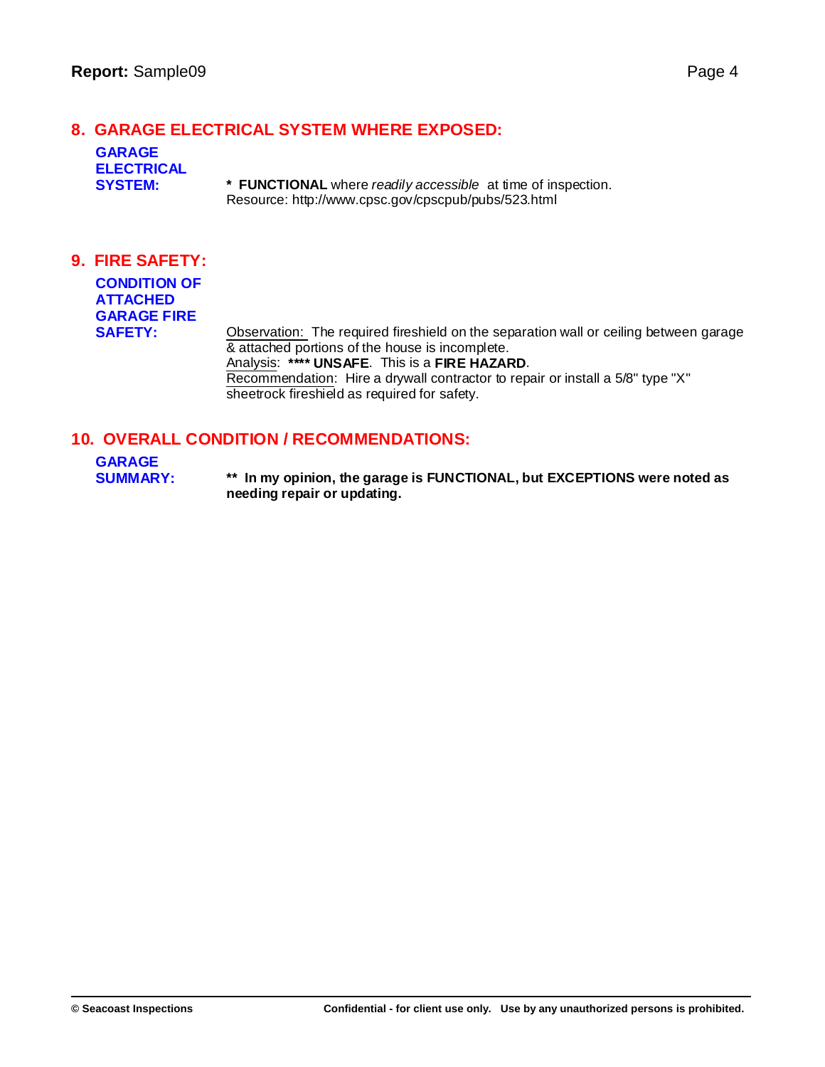## 8. GARAGE ELECTRICAL SYSTEM WHERE EXPOSED:

**GARAGE ELECTRICAL SYSTEM:**

* **FUNCTIONAL** where *readily accessible* at time of inspection.
Resource: http://www.cpsc.gov/cpscpub/pubs/523.html

## 9. FIRE SAFETY:

**CONDITION OF ATTACHED GARAGE FIRE SAFETY:**

Observation: The required fireshield on the separation wall or ceiling between garage & attached portions of the house is incomplete.
Analysis: **\*\*\*\* UNSAFE**. This is a **FIRE HAZARD**.
Recommendation: Hire a drywall contractor to repair or install a 5/8" type "X" sheetrock fireshield as required for safety.

## 10. OVERALL CONDITION / RECOMMENDATIONS:

**GARAGE SUMMARY:**

**\*\* In my opinion, the garage is FUNCTIONAL, but EXCEPTIONS were noted as needing repair or updating.**